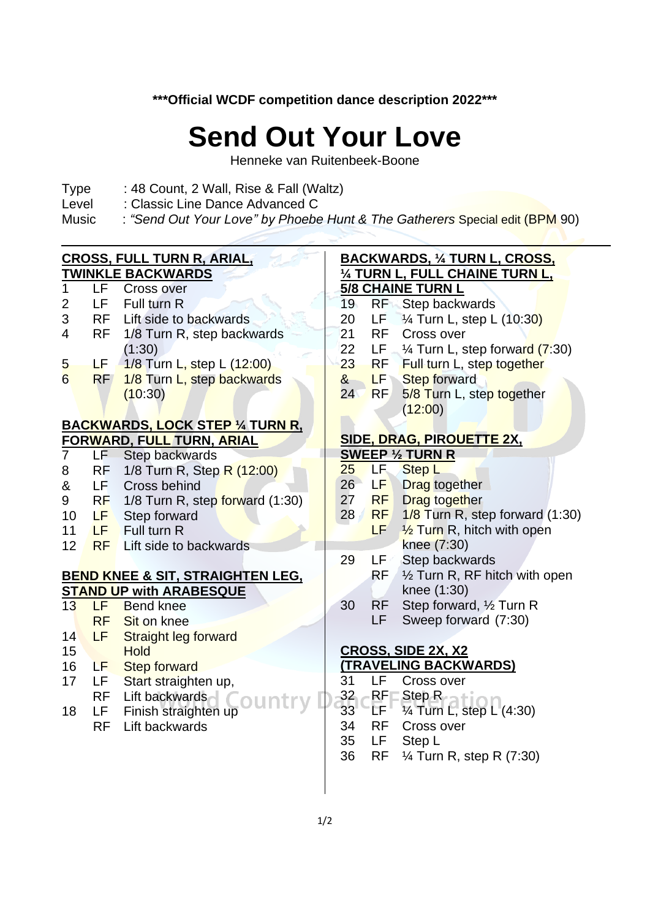**\*\*\*Official WCDF competition dance description 2022\*\*\***

# Send Out Your Love

Henneke van Ruitenbeek-Boone

Type : 48 Count, 2 Wall, Rise & Fall (Waltz)
Level : Classic Line Dance Advanced C
Music : *"Send Out Your Love" by Phoebe Hunt & The Gatherers* Special edit (BPM 90)

---

**CROSS, FULL TURN R, ARIAL, TWINKLE BACKWARDS**

| | | |
|---|---|---|
| 1 | LF | Cross over |
| 2 | LF | Full turn R |
| 3 | RF | Lift side to backwards |
| 4 | RF | 1/8 Turn R, step backwards (1:30) |
| 5 | LF | 1/8 Turn L, step L (12:00) |
| 6 | RF | 1/8 Turn L, step backwards (10:30) |

**BACKWARDS, LOCK STEP ¼ TURN R, FORWARD, FULL TURN, ARIAL**

| | | |
|---|---|---|
| 7 | LF | Step backwards |
| 8 | RF | 1/8 Turn R, Step R (12:00) |
| & | LF | Cross behind |
| 9 | RF | 1/8 Turn R, step forward (1:30) |
| 10 | LF | Step forward |
| 11 | LF | Full turn R |
| 12 | RF | Lift side to backwards |

**BEND KNEE & SIT, STRAIGHTEN LEG, STAND UP with ARABESQUE**

| | | |
|---|---|---|
| 13 | LF | Bend knee |
| | RF | Sit on knee |
| 14 | LF | Straight leg forward |
| 15 | | Hold |
| 16 | LF | Step forward |
| 17 | LF | Start straighten up, |
| | RF | Lift backwards |
| 18 | LF | Finish straighten up |
| | RF | Lift backwards |

**BACKWARDS, ¼ TURN L, CROSS, ¼ TURN L, FULL CHAINE TURN L, 5/8 CHAINE TURN L**

| | | |
|---|---|---|
| 19 | RF | Step backwards |
| 20 | LF | ¼ Turn L, step L (10:30) |
| 21 | RF | Cross over |
| 22 | LF | ¼ Turn L, step forward (7:30) |
| 23 | RF | Full turn L, step together |
| & | LF | Step forward |
| 24 | RF | 5/8 Turn L, step together (12:00) |

**SIDE, DRAG, PIROUETTE 2X, SWEEP ½ TURN R**

| | | |
|---|---|---|
| 25 | LF | Step L |
| 26 | LF | Drag together |
| 27 | RF | Drag together |
| 28 | RF | 1/8 Turn R, step forward (1:30) |
| | LF | ½ Turn R, hitch with open knee (7:30) |
| 29 | LF | Step backwards |
| | RF | ½ Turn R, RF hitch with open knee (1:30) |
| 30 | RF | Step forward, ½ Turn R |
| | LF | Sweep forward (7:30) |

**CROSS, SIDE 2X, X2 (TRAVELING BACKWARDS)**

| | | |
|---|---|---|
| 31 | LF | Cross over |
| 32 | RF | Step R |
| 33 | LF | ¼ Turn L, step L (4:30) |
| 34 | RF | Cross over |
| 35 | LF | Step L |
| 36 | RF | ¼ Turn R, step R (7:30) |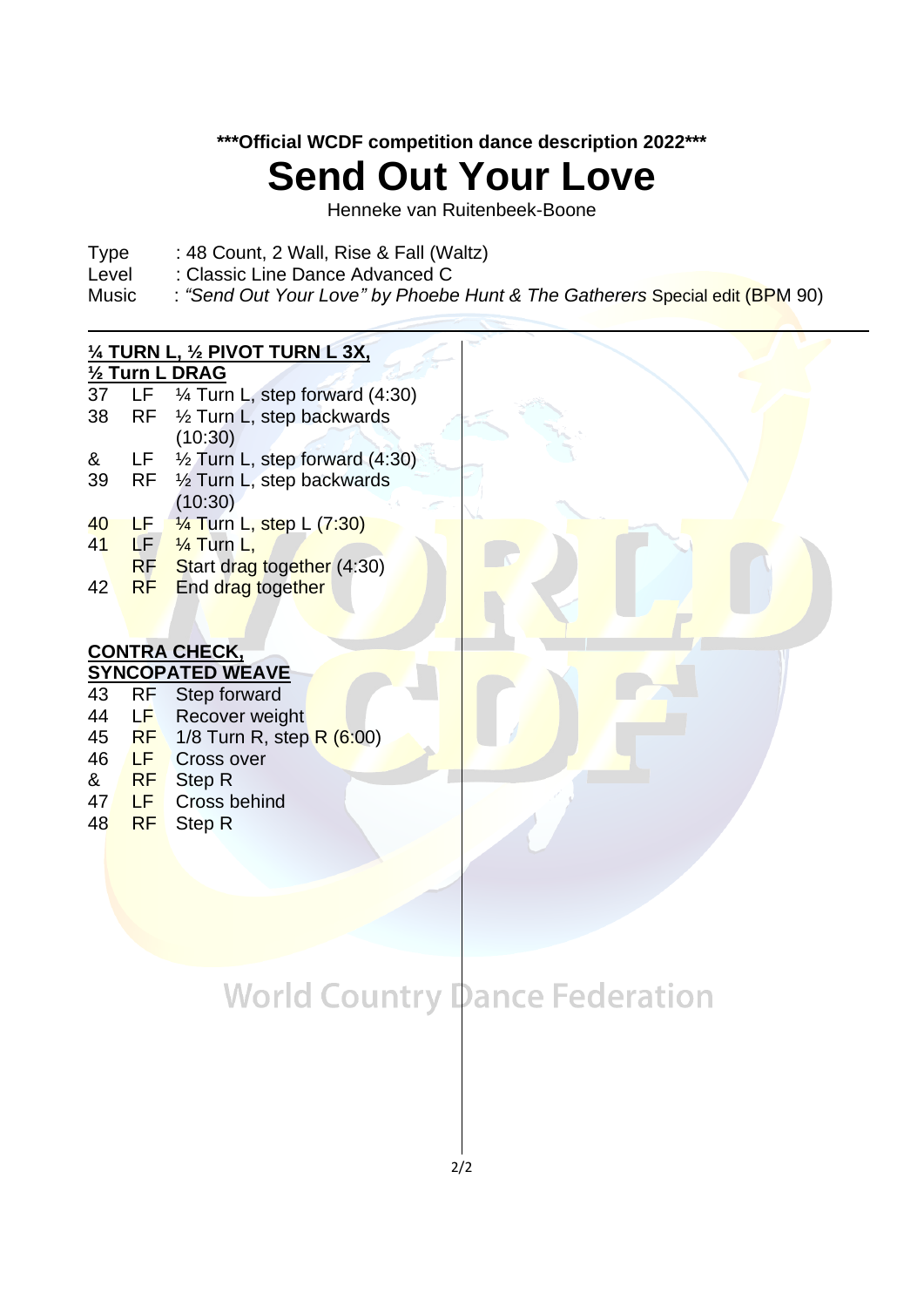***Official WCDF competition dance description 2022***

# Send Out Your Love

Henneke van Ruitenbeek-Boone

Type : 48 Count, 2 Wall, Rise & Fall (Waltz)
Level : Classic Line Dance Advanced C
Music : *"Send Out Your Love" by Phoebe Hunt & The Gatherers* Special edit (BPM 90)

---

**¼ TURN L, ½ PIVOT TURN L 3X, ½ Turn L DRAG**

| | | |
|---|---|---|
| 37 | LF | ¼ Turn L, step forward (4:30) |
| 38 | RF | ½ Turn L, step backwards (10:30) |
| & | LF | ½ Turn L, step forward (4:30) |
| 39 | RF | ½ Turn L, step backwards (10:30) |
| 40 | LF | ¼ Turn L, step L (7:30) |
| 41 | LF | ¼ Turn L, |
| | RF | Start drag together (4:30) |
| 42 | RF | End drag together |

**CONTRA CHECK, SYNCOPATED WEAVE**

| | | |
|---|---|---|
| 43 | RF | Step forward |
| 44 | LF | Recover weight |
| 45 | RF | 1/8 Turn R, step R (6:00) |
| 46 | LF | Cross over |
| & | RF | Step R |
| 47 | LF | Cross behind |
| 48 | RF | Step R |

World Country Dance Federation